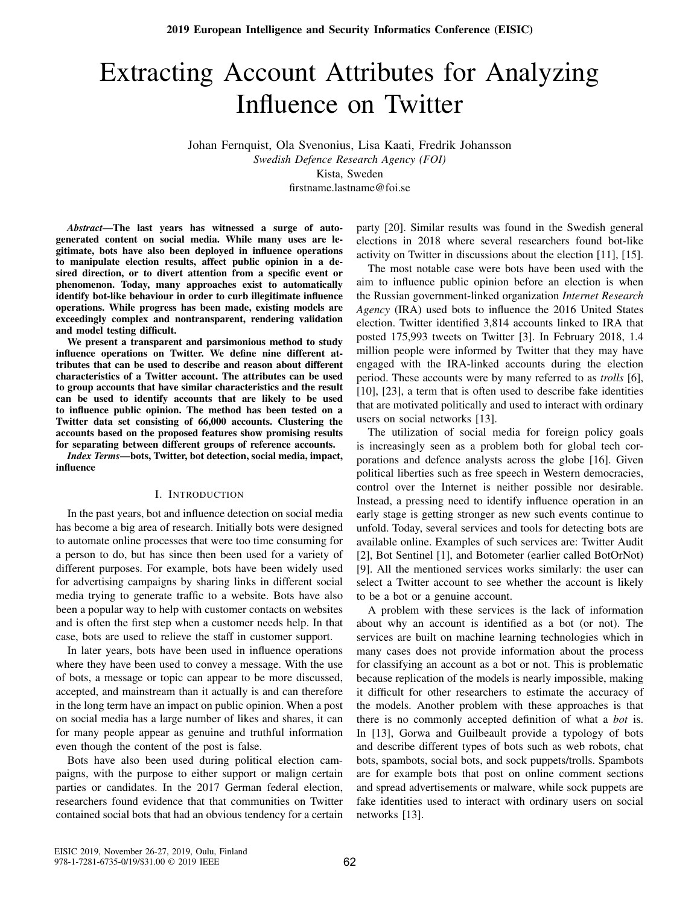# Extracting Account Attributes for Analyzing Influence on Twitter

Johan Fernquist, Ola Svenonius, Lisa Kaati, Fredrik Johansson

*Swedish Defence Research Agency (FOI)*

Kista, Sweden

firstname.lastname@foi.se

***Abstract*—The last years has witnessed a surge of auto-generated content on social media. While many uses are legitimate, bots have also been deployed in influence operations to manipulate election results, affect public opinion in a desired direction, or to divert attention from a specific event or phenomenon. Today, many approaches exist to automatically identify bot-like behaviour in order to curb illegitimate influence operations. While progress has been made, existing models are exceedingly complex and nontransparent, rendering validation and model testing difficult.**

**We present a transparent and parsimonious method to study influence operations on Twitter. We define nine different attributes that can be used to describe and reason about different characteristics of a Twitter account. The attributes can be used to group accounts that have similar characteristics and the result can be used to identify accounts that are likely to be used to influence public opinion. The method has been tested on a Twitter data set consisting of 66,000 accounts. Clustering the accounts based on the proposed features show promising results for separating between different groups of reference accounts.**

***Index Terms*—bots, Twitter, bot detection, social media, impact, influence**

## I. Introduction

In the past years, bot and influence detection on social media has become a big area of research. Initially bots were designed to automate online processes that were too time consuming for a person to do, but has since then been used for a variety of different purposes. For example, bots have been widely used for advertising campaigns by sharing links in different social media trying to generate traffic to a website. Bots have also been a popular way to help with customer contacts on websites and is often the first step when a customer needs help. In that case, bots are used to relieve the staff in customer support.

In later years, bots have been used in influence operations where they have been used to convey a message. With the use of bots, a message or topic can appear to be more discussed, accepted, and mainstream than it actually is and can therefore in the long term have an impact on public opinion. When a post on social media has a large number of likes and shares, it can for many people appear as genuine and truthful information even though the content of the post is false.

Bots have also been used during political election campaigns, with the purpose to either support or malign certain parties or candidates. In the 2017 German federal election, researchers found evidence that that communities on Twitter contained social bots that had an obvious tendency for a certain party [20]. Similar results was found in the Swedish general elections in 2018 where several researchers found bot-like activity on Twitter in discussions about the election [11], [15].

The most notable case were bots have been used with the aim to influence public opinion before an election is when the Russian government-linked organization *Internet Research Agency* (IRA) used bots to influence the 2016 United States election. Twitter identified 3,814 accounts linked to IRA that posted 175,993 tweets on Twitter [3]. In February 2018, 1.4 million people were informed by Twitter that they may have engaged with the IRA-linked accounts during the election period. These accounts were by many referred to as *trolls* [6], [10], [23], a term that is often used to describe fake identities that are motivated politically and used to interact with ordinary users on social networks [13].

The utilization of social media for foreign policy goals is increasingly seen as a problem both for global tech corporations and defence analysts across the globe [16]. Given political liberties such as free speech in Western democracies, control over the Internet is neither possible nor desirable. Instead, a pressing need to identify influence operation in an early stage is getting stronger as new such events continue to unfold. Today, several services and tools for detecting bots are available online. Examples of such services are: Twitter Audit [2], Bot Sentinel [1], and Botometer (earlier called BotOrNot) [9]. All the mentioned services works similarly: the user can select a Twitter account to see whether the account is likely to be a bot or a genuine account.

A problem with these services is the lack of information about why an account is identified as a bot (or not). The services are built on machine learning technologies which in many cases does not provide information about the process for classifying an account as a bot or not. This is problematic because replication of the models is nearly impossible, making it difficult for other researchers to estimate the accuracy of the models. Another problem with these approaches is that there is no commonly accepted definition of what a *bot* is. In [13], Gorwa and Guilbeault provide a typology of bots and describe different types of bots such as web robots, chat bots, spambots, social bots, and sock puppets/trolls. Spambots are for example bots that post on online comment sections and spread advertisements or malware, while sock puppets are fake identities used to interact with ordinary users on social networks [13].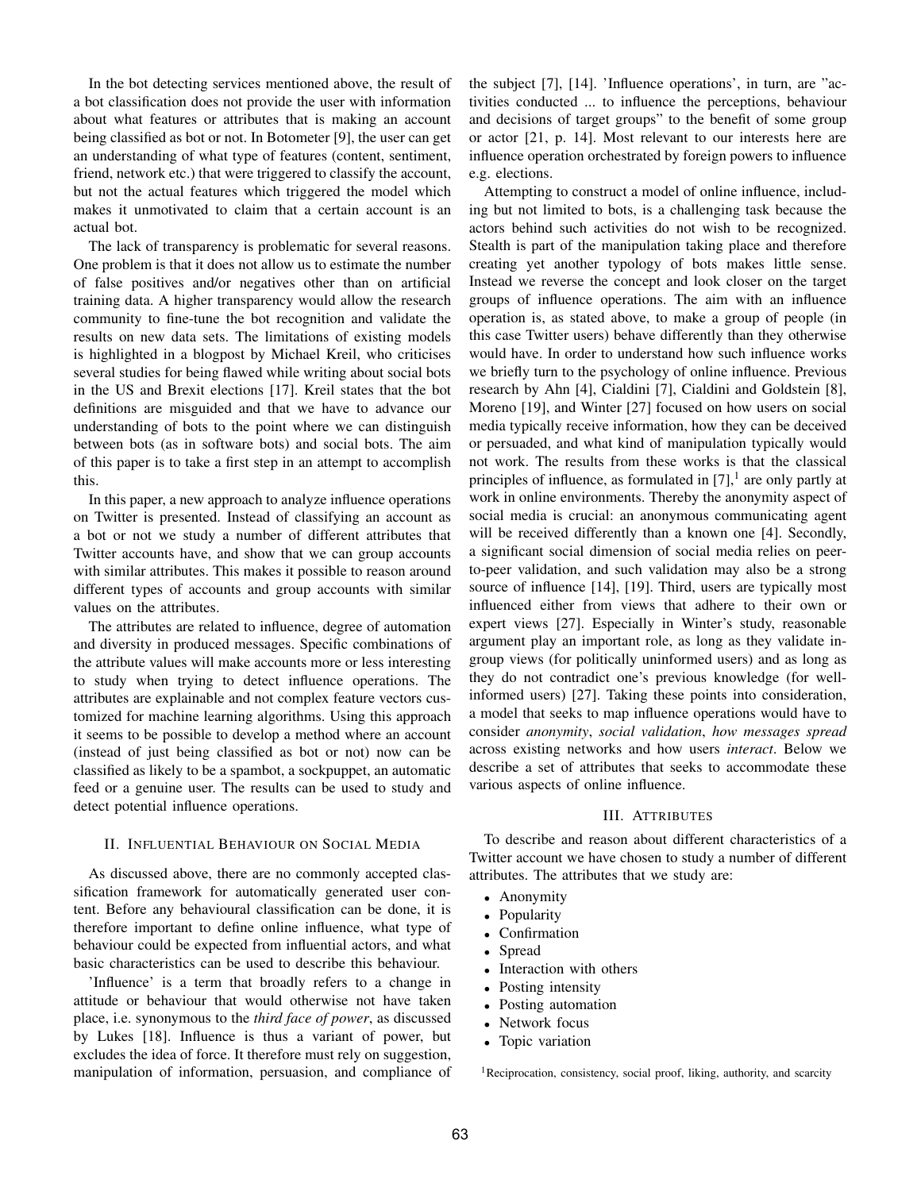In the bot detecting services mentioned above, the result of a bot classification does not provide the user with information about what features or attributes that is making an account being classified as bot or not. In Botometer [9], the user can get an understanding of what type of features (content, sentiment, friend, network etc.) that were triggered to classify the account, but not the actual features which triggered the model which makes it unmotivated to claim that a certain account is an actual bot.

The lack of transparency is problematic for several reasons. One problem is that it does not allow us to estimate the number of false positives and/or negatives other than on artificial training data. A higher transparency would allow the research community to fine-tune the bot recognition and validate the results on new data sets. The limitations of existing models is highlighted in a blogpost by Michael Kreil, who criticises several studies for being flawed while writing about social bots in the US and Brexit elections [17]. Kreil states that the bot definitions are misguided and that we have to advance our understanding of bots to the point where we can distinguish between bots (as in software bots) and social bots. The aim of this paper is to take a first step in an attempt to accomplish this.

In this paper, a new approach to analyze influence operations on Twitter is presented. Instead of classifying an account as a bot or not we study a number of different attributes that Twitter accounts have, and show that we can group accounts with similar attributes. This makes it possible to reason around different types of accounts and group accounts with similar values on the attributes.

The attributes are related to influence, degree of automation and diversity in produced messages. Specific combinations of the attribute values will make accounts more or less interesting to study when trying to detect influence operations. The attributes are explainable and not complex feature vectors customized for machine learning algorithms. Using this approach it seems to be possible to develop a method where an account (instead of just being classified as bot or not) now can be classified as likely to be a spambot, a sockpuppet, an automatic feed or a genuine user. The results can be used to study and detect potential influence operations.

## II. Influential Behaviour on Social Media

As discussed above, there are no commonly accepted classification framework for automatically generated user content. Before any behavioural classification can be done, it is therefore important to define online influence, what type of behaviour could be expected from influential actors, and what basic characteristics can be used to describe this behaviour.

'Influence' is a term that broadly refers to a change in attitude or behaviour that would otherwise not have taken place, i.e. synonymous to the *third face of power*, as discussed by Lukes [18]. Influence is thus a variant of power, but excludes the idea of force. It therefore must rely on suggestion, manipulation of information, persuasion, and compliance of the subject [7], [14]. 'Influence operations', in turn, are "activities conducted ... to influence the perceptions, behaviour and decisions of target groups" to the benefit of some group or actor [21, p. 14]. Most relevant to our interests here are influence operation orchestrated by foreign powers to influence e.g. elections.

Attempting to construct a model of online influence, including but not limited to bots, is a challenging task because the actors behind such activities do not wish to be recognized. Stealth is part of the manipulation taking place and therefore creating yet another typology of bots makes little sense. Instead we reverse the concept and look closer on the target groups of influence operations. The aim with an influence operation is, as stated above, to make a group of people (in this case Twitter users) behave differently than they otherwise would have. In order to understand how such influence works we briefly turn to the psychology of online influence. Previous research by Ahn [4], Cialdini [7], Cialdini and Goldstein [8], Moreno [19], and Winter [27] focused on how users on social media typically receive information, how they can be deceived or persuaded, and what kind of manipulation typically would not work. The results from these works is that the classical principles of influence, as formulated in [7],[1] are only partly at work in online environments. Thereby the anonymity aspect of social media is crucial: an anonymous communicating agent will be received differently than a known one [4]. Secondly, a significant social dimension of social media relies on peer-to-peer validation, and such validation may also be a strong source of influence [14], [19]. Third, users are typically most influenced either from views that adhere to their own or expert views [27]. Especially in Winter's study, reasonable argument play an important role, as long as they validate in-group views (for politically uninformed users) and as long as they do not contradict one's previous knowledge (for well-informed users) [27]. Taking these points into consideration, a model that seeks to map influence operations would have to consider *anonymity*, *social validation*, *how messages spread* across existing networks and how users *interact*. Below we describe a set of attributes that seeks to accommodate these various aspects of online influence.

## III. Attributes

To describe and reason about different characteristics of a Twitter account we have chosen to study a number of different attributes. The attributes that we study are:

- Anonymity
- Popularity
- Confirmation
- Spread
- Interaction with others
- Posting intensity
- Posting automation
- Network focus
- Topic variation

[1] Reciprocation, consistency, social proof, liking, authority, and scarcity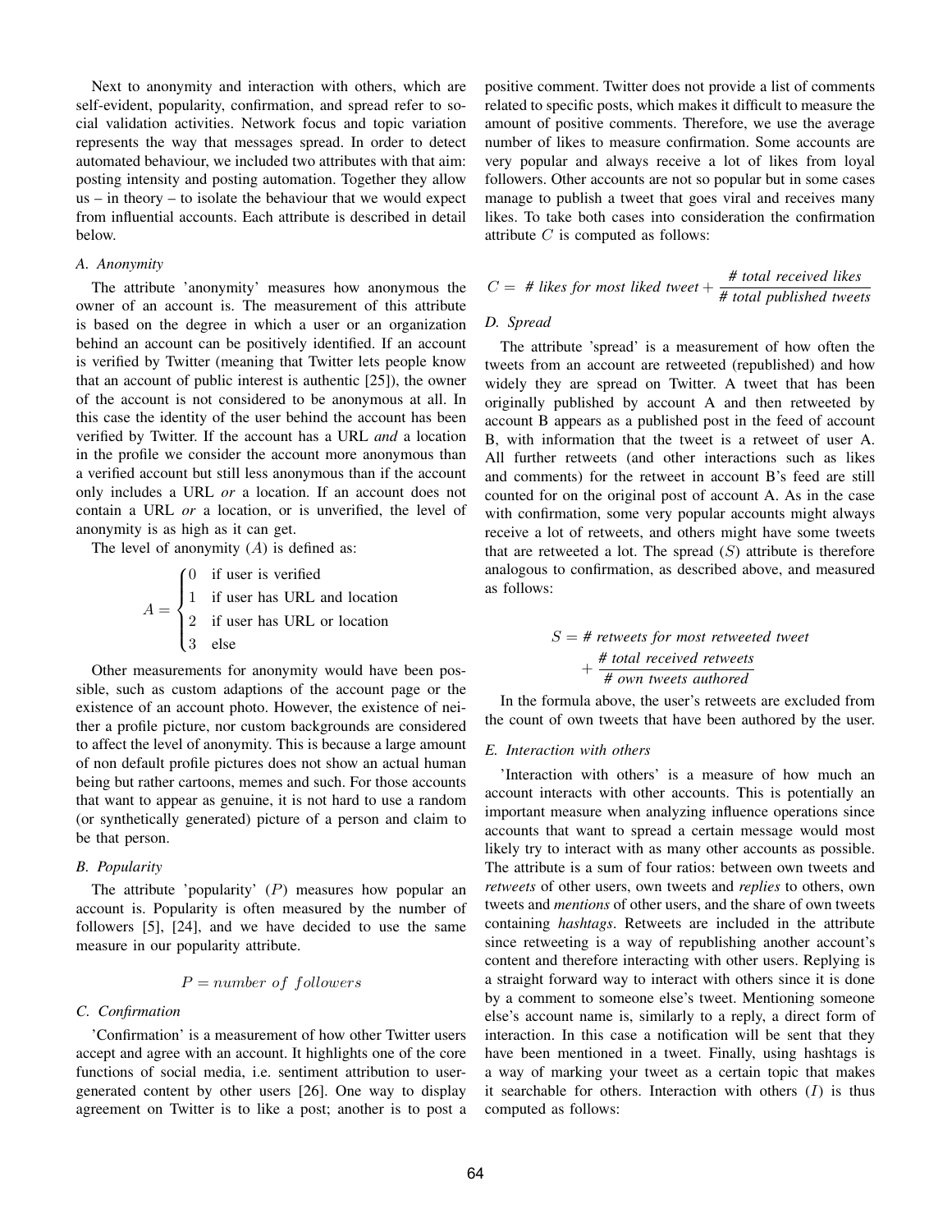Next to anonymity and interaction with others, which are self-evident, popularity, confirmation, and spread refer to social validation activities. Network focus and topic variation represents the way that messages spread. In order to detect automated behaviour, we included two attributes with that aim: posting intensity and posting automation. Together they allow us – in theory – to isolate the behaviour that we would expect from influential accounts. Each attribute is described in detail below.

### A. Anonymity

The attribute 'anonymity' measures how anonymous the owner of an account is. The measurement of this attribute is based on the degree in which a user or an organization behind an account can be positively identified. If an account is verified by Twitter (meaning that Twitter lets people know that an account of public interest is authentic [25]), the owner of the account is not considered to be anonymous at all. In this case the identity of the user behind the account has been verified by Twitter. If the account has a URL *and* a location in the profile we consider the account more anonymous than a verified account but still less anonymous than if the account only includes a URL *or* a location. If an account does not contain a URL *or* a location, or is unverified, the level of anonymity is as high as it can get.

The level of anonymity ($A$) is defined as:

$$A = \begin{cases} 0 & \text{if user is verified} \\ 1 & \text{if user has URL and location} \\ 2 & \text{if user has URL or location} \\ 3 & \text{else} \end{cases}$$

Other measurements for anonymity would have been possible, such as custom adaptions of the account page or the existence of an account photo. However, the existence of neither a profile picture, nor custom backgrounds are considered to affect the level of anonymity. This is because a large amount of non default profile pictures does not show an actual human being but rather cartoons, memes and such. For those accounts that want to appear as genuine, it is not hard to use a random (or synthetically generated) picture of a person and claim to be that person.

### B. Popularity

The attribute 'popularity' ($P$) measures how popular an account is. Popularity is often measured by the number of followers [5], [24], and we have decided to use the same measure in our popularity attribute.

$$P = number\ of\ followers$$

### C. Confirmation

'Confirmation' is a measurement of how other Twitter users accept and agree with an account. It highlights one of the core functions of social media, i.e. sentiment attribution to user-generated content by other users [26]. One way to display agreement on Twitter is to like a post; another is to post a positive comment. Twitter does not provide a list of comments related to specific posts, which makes it difficult to measure the amount of positive comments. Therefore, we use the average number of likes to measure confirmation. Some accounts are very popular and always receive a lot of likes from loyal followers. Other accounts are not so popular but in some cases manage to publish a tweet that goes viral and receives many likes. To take both cases into consideration the confirmation attribute $C$ is computed as follows:

$$C = \textit{\# likes for most liked tweet} + \frac{\textit{\# total received likes}}{\textit{\# total published tweets}}$$

### D. Spread

The attribute 'spread' is a measurement of how often the tweets from an account are retweeted (republished) and how widely they are spread on Twitter. A tweet that has been originally published by account A and then retweeted by account B appears as a published post in the feed of account B, with information that the tweet is a retweet of user A. All further retweets (and other interactions such as likes and comments) for the retweet in account B's feed are still counted for on the original post of account A. As in the case with confirmation, some very popular accounts might always receive a lot of retweets, and others might have some tweets that are retweeted a lot. The spread ($S$) attribute is therefore analogous to confirmation, as described above, and measured as follows:

$$S = \textit{\# retweets for most retweeted tweet} + \frac{\textit{\# total received retweets}}{\textit{\# own tweets authored}}$$

In the formula above, the user's retweets are excluded from the count of own tweets that have been authored by the user.

### E. Interaction with others

'Interaction with others' is a measure of how much an account interacts with other accounts. This is potentially an important measure when analyzing influence operations since accounts that want to spread a certain message would most likely try to interact with as many other accounts as possible. The attribute is a sum of four ratios: between own tweets and *retweets* of other users, own tweets and *replies* to others, own tweets and *mentions* of other users, and the share of own tweets containing *hashtags*. Retweets are included in the attribute since retweeting is a way of republishing another account's content and therefore interacting with other users. Replying is a straight forward way to interact with others since it is done by a comment to someone else's tweet. Mentioning someone else's account name is, similarly to a reply, a direct form of interaction. In this case a notification will be sent that they have been mentioned in a tweet. Finally, using hashtags is a way of marking your tweet as a certain topic that makes it searchable for others. Interaction with others ($I$) is thus computed as follows: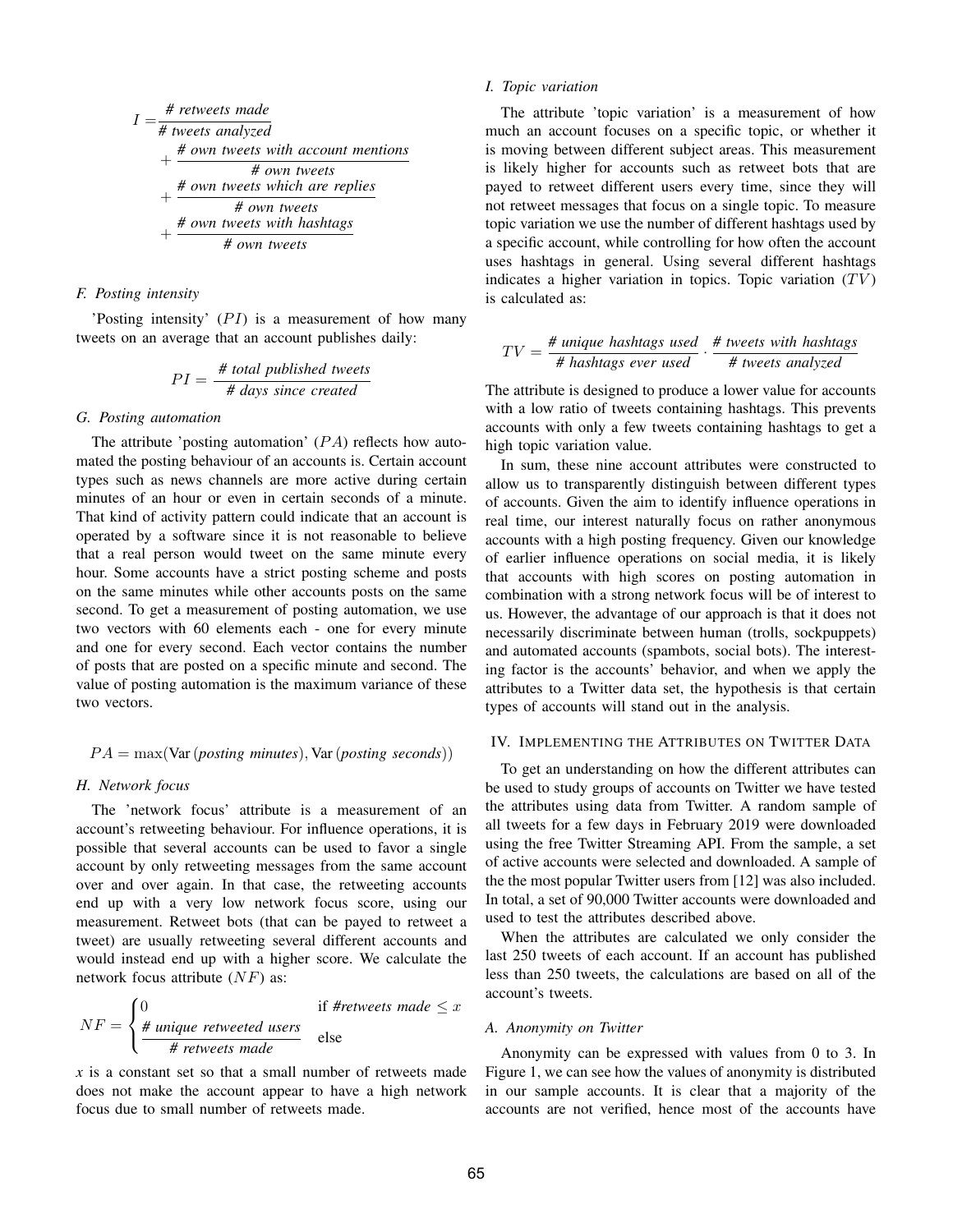$$I = \frac{\textit{\# retweets made}}{\textit{\# tweets analyzed}} + \frac{\textit{\# own tweets with account mentions}}{\textit{\# own tweets}} + \frac{\textit{\# own tweets which are replies}}{\textit{\# own tweets}} + \frac{\textit{\# own tweets with hashtags}}{\textit{\# own tweets}}$$

### F. Posting intensity

'Posting intensity' ($PI$) is a measurement of how many tweets on an average that an account publishes daily:

$$PI = \frac{\textit{\# total published tweets}}{\textit{\# days since created}}$$

### G. Posting automation

The attribute 'posting automation' ($PA$) reflects how automated the posting behaviour of an accounts is. Certain account types such as news channels are more active during certain minutes of an hour or even in certain seconds of a minute. That kind of activity pattern could indicate that an account is operated by a software since it is not reasonable to believe that a real person would tweet on the same minute every hour. Some accounts have a strict posting scheme and posts on the same minutes while other accounts posts on the same second. To get a measurement of posting automation, we use two vectors with 60 elements each - one for every minute and one for every second. Each vector contains the number of posts that are posted on a specific minute and second. The value of posting automation is the maximum variance of these two vectors.

$$PA = \max(\text{Var}(\textit{posting minutes}), \text{Var}(\textit{posting seconds}))$$

### H. Network focus

The 'network focus' attribute is a measurement of an account's retweeting behaviour. For influence operations, it is possible that several accounts can be used to favor a single account by only retweeting messages from the same account over and over again. In that case, the retweeting accounts end up with a very low network focus score, using our measurement. Retweet bots (that can be payed to retweet a tweet) are usually retweeting several different accounts and would instead end up with a higher score. We calculate the network focus attribute ($NF$) as:

$$NF = \begin{cases} 0 & \text{if } \textit{\#retweets made} \leq x \\ \frac{\textit{\# unique retweeted users}}{\textit{\# retweets made}} & \text{else} \end{cases}$$

$x$ is a constant set so that a small number of retweets made does not make the account appear to have a high network focus due to small number of retweets made.

### I. Topic variation

The attribute 'topic variation' is a measurement of how much an account focuses on a specific topic, or whether it is moving between different subject areas. This measurement is likely higher for accounts such as retweet bots that are payed to retweet different users every time, since they will not retweet messages that focus on a single topic. To measure topic variation we use the number of different hashtags used by a specific account, while controlling for how often the account uses hashtags in general. Using several different hashtags indicates a higher variation in topics. Topic variation ($TV$) is calculated as:

$$TV = \frac{\textit{\# unique hashtags used}}{\textit{\# hashtags ever used}} \cdot \frac{\textit{\# tweets with hashtags}}{\textit{\# tweets analyzed}}$$

The attribute is designed to produce a lower value for accounts with a low ratio of tweets containing hashtags. This prevents accounts with only a few tweets containing hashtags to get a high topic variation value.

In sum, these nine account attributes were constructed to allow us to transparently distinguish between different types of accounts. Given the aim to identify influence operations in real time, our interest naturally focus on rather anonymous accounts with a high posting frequency. Given our knowledge of earlier influence operations on social media, it is likely that accounts with high scores on posting automation in combination with a strong network focus will be of interest to us. However, the advantage of our approach is that it does not necessarily discriminate between human (trolls, sockpuppets) and automated accounts (spambots, social bots). The interesting factor is the accounts' behavior, and when we apply the attributes to a Twitter data set, the hypothesis is that certain types of accounts will stand out in the analysis.

## IV. Implementing the Attributes on Twitter Data

To get an understanding on how the different attributes can be used to study groups of accounts on Twitter we have tested the attributes using data from Twitter. A random sample of all tweets for a few days in February 2019 were downloaded using the free Twitter Streaming API. From the sample, a set of active accounts were selected and downloaded. A sample of the the most popular Twitter users from [12] was also included. In total, a set of 90,000 Twitter accounts were downloaded and used to test the attributes described above.

When the attributes are calculated we only consider the last 250 tweets of each account. If an account has published less than 250 tweets, the calculations are based on all of the account's tweets.

### A. Anonymity on Twitter

Anonymity can be expressed with values from 0 to 3. In Figure 1, we can see how the values of anonymity is distributed in our sample accounts. It is clear that a majority of the accounts are not verified, hence most of the accounts have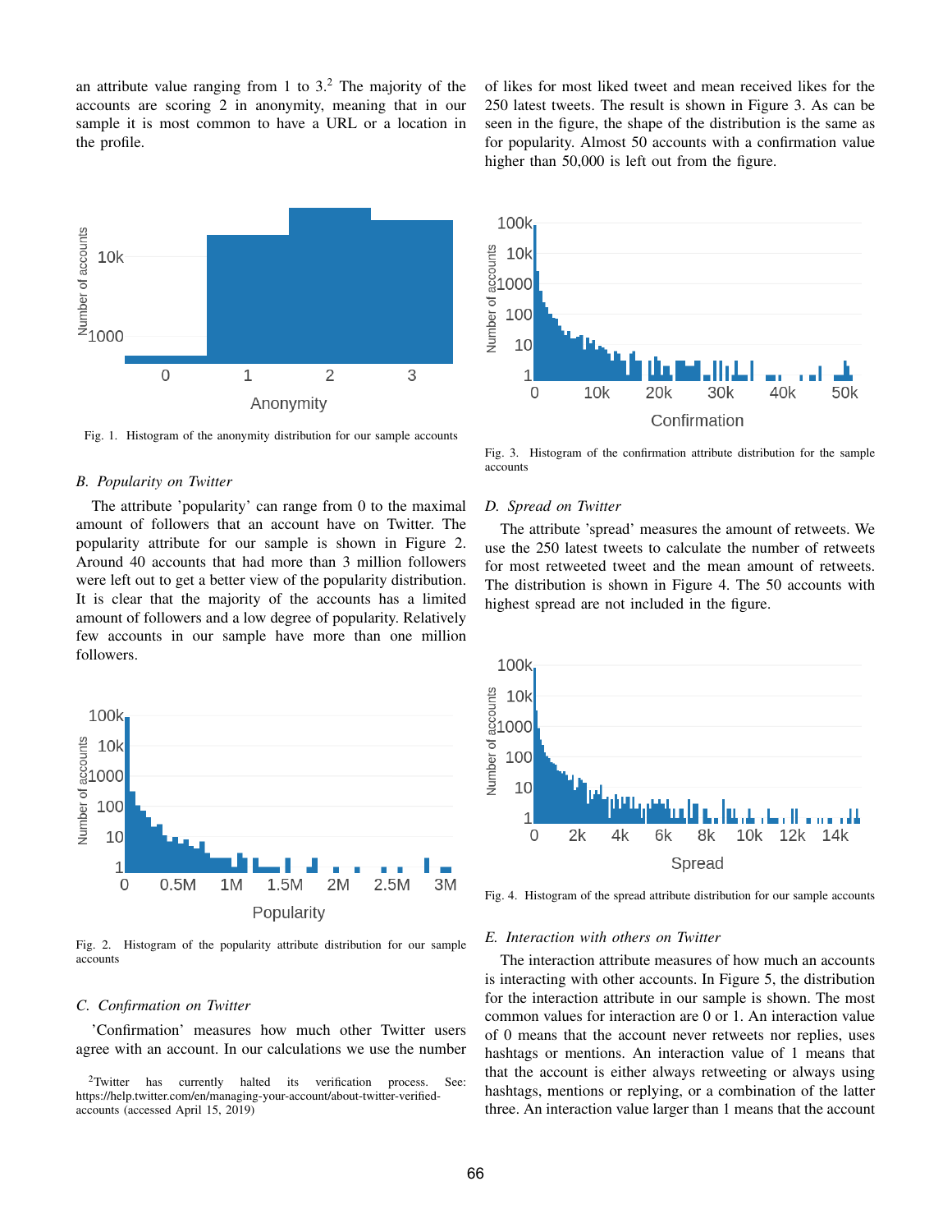an attribute value ranging from 1 to 3.[2] The majority of the accounts are scoring 2 in anonymity, meaning that in our sample it is most common to have a URL or a location in the profile.

Fig. 1. Histogram of the anonymity distribution for our sample accounts

### B. Popularity on Twitter

The attribute 'popularity' can range from 0 to the maximal amount of followers that an account have on Twitter. The popularity attribute for our sample is shown in Figure 2. Around 40 accounts that had more than 3 million followers were left out to get a better view of the popularity distribution. It is clear that the majority of the accounts has a limited amount of followers and a low degree of popularity. Relatively few accounts in our sample have more than one million followers.

Fig. 2. Histogram of the popularity attribute distribution for our sample accounts

### C. Confirmation on Twitter

'Confirmation' measures how much other Twitter users agree with an account. In our calculations we use the number of likes for most liked tweet and mean received likes for the 250 latest tweets. The result is shown in Figure 3. As can be seen in the figure, the shape of the distribution is the same as for popularity. Almost 50 accounts with a confirmation value higher than 50,000 is left out from the figure.

Fig. 3. Histogram of the confirmation attribute distribution for the sample accounts

### D. Spread on Twitter

The attribute 'spread' measures the amount of retweets. We use the 250 latest tweets to calculate the number of retweets for most retweeted tweet and the mean amount of retweets. The distribution is shown in Figure 4. The 50 accounts with highest spread are not included in the figure.

Fig. 4. Histogram of the spread attribute distribution for our sample accounts

### E. Interaction with others on Twitter

The interaction attribute measures of how much an accounts is interacting with other accounts. In Figure 5, the distribution for the interaction attribute in our sample is shown. The most common values for interaction are 0 or 1. An interaction value of 0 means that the account never retweets nor replies, uses hashtags or mentions. An interaction value of 1 means that that the account is either always retweeting or always using hashtags, mentions or replying, or a combination of the latter three. An interaction value larger than 1 means that the account

[2] Twitter has currently halted its verification process. See: https://help.twitter.com/en/managing-your-account/about-twitter-verified-accounts (accessed April 15, 2019)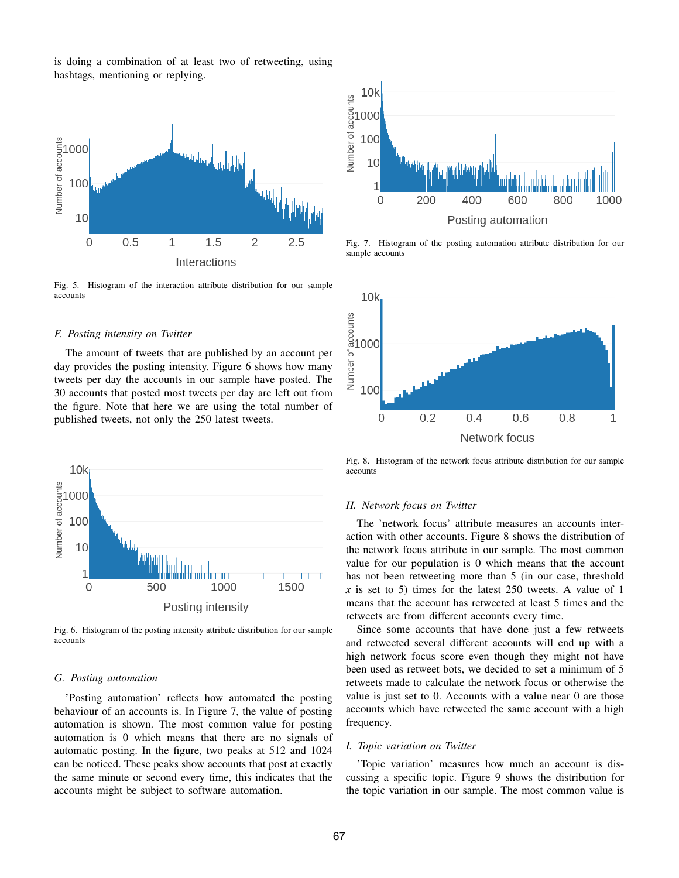is doing a combination of at least two of retweeting, using hashtags, mentioning or replying.

Fig. 5. Histogram of the interaction attribute distribution for our sample accounts

### *F. Posting intensity on Twitter*

The amount of tweets that are published by an account per day provides the posting intensity. Figure 6 shows how many tweets per day the accounts in our sample have posted. The 30 accounts that posted most tweets per day are left out from the figure. Note that here we are using the total number of published tweets, not only the 250 latest tweets.

Fig. 6. Histogram of the posting intensity attribute distribution for our sample accounts

### *G. Posting automation*

'Posting automation' reflects how automated the posting behaviour of an accounts is. In Figure 7, the value of posting automation is shown. The most common value for posting automation is 0 which means that there are no signals of automatic posting. In the figure, two peaks at 512 and 1024 can be noticed. These peaks show accounts that post at exactly the same minute or second every time, this indicates that the accounts might be subject to software automation.

Fig. 7. Histogram of the posting automation attribute distribution for our sample accounts

Fig. 8. Histogram of the network focus attribute distribution for our sample accounts

### *H. Network focus on Twitter*

The 'network focus' attribute measures an accounts interaction with other accounts. Figure 8 shows the distribution of the network focus attribute in our sample. The most common value for our population is 0 which means that the account has not been retweeting more than 5 (in our case, threshold $x$ is set to 5) times for the latest 250 tweets. A value of 1 means that the account has retweeted at least 5 times and the retweets are from different accounts every time.

Since some accounts that have done just a few retweets and retweeted several different accounts will end up with a high network focus score even though they might not have been used as retweet bots, we decided to set a minimum of 5 retweets made to calculate the network focus or otherwise the value is just set to 0. Accounts with a value near 0 are those accounts which have retweeted the same account with a high frequency.

### *I. Topic variation on Twitter*

'Topic variation' measures how much an account is discussing a specific topic. Figure 9 shows the distribution for the topic variation in our sample. The most common value is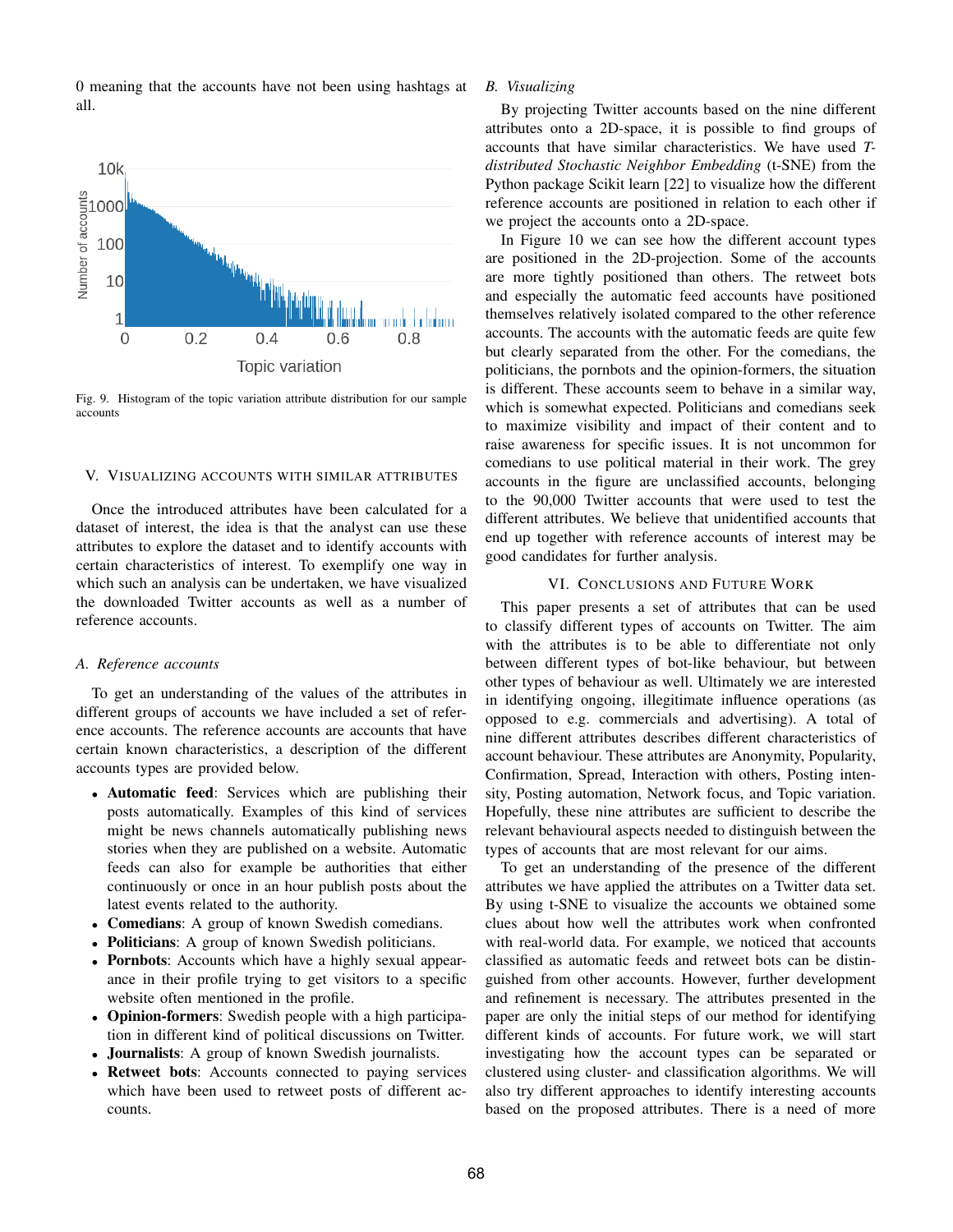0 meaning that the accounts have not been using hashtags at all.

Fig. 9. Histogram of the topic variation attribute distribution for our sample accounts

## V. Visualizing accounts with similar attributes

Once the introduced attributes have been calculated for a dataset of interest, the idea is that the analyst can use these attributes to explore the dataset and to identify accounts with certain characteristics of interest. To exemplify one way in which such an analysis can be undertaken, we have visualized the downloaded Twitter accounts as well as a number of reference accounts.

### A. Reference accounts

To get an understanding of the values of the attributes in different groups of accounts we have included a set of reference accounts. The reference accounts are accounts that have certain known characteristics, a description of the different accounts types are provided below.

- **Automatic feed**: Services which are publishing their posts automatically. Examples of this kind of services might be news channels automatically publishing news stories when they are published on a website. Automatic feeds can also for example be authorities that either continuously or once in an hour publish posts about the latest events related to the authority.
- **Comedians**: A group of known Swedish comedians.
- **Politicians**: A group of known Swedish politicians.
- **Pornbots**: Accounts which have a highly sexual appearance in their profile trying to get visitors to a specific website often mentioned in the profile.
- **Opinion-formers**: Swedish people with a high participation in different kind of political discussions on Twitter.
- **Journalists**: A group of known Swedish journalists.
- **Retweet bots**: Accounts connected to paying services which have been used to retweet posts of different accounts.

### B. Visualizing

By projecting Twitter accounts based on the nine different attributes onto a 2D-space, it is possible to find groups of accounts that have similar characteristics. We have used *T-distributed Stochastic Neighbor Embedding* (t-SNE) from the Python package Scikit learn [22] to visualize how the different reference accounts are positioned in relation to each other if we project the accounts onto a 2D-space.

In Figure 10 we can see how the different account types are positioned in the 2D-projection. Some of the accounts are more tightly positioned than others. The retweet bots and especially the automatic feed accounts have positioned themselves relatively isolated compared to the other reference accounts. The accounts with the automatic feeds are quite few but clearly separated from the other. For the comedians, the politicians, the pornbots and the opinion-formers, the situation is different. These accounts seem to behave in a similar way, which is somewhat expected. Politicians and comedians seek to maximize visibility and impact of their content and to raise awareness for specific issues. It is not uncommon for comedians to use political material in their work. The grey accounts in the figure are unclassified accounts, belonging to the 90,000 Twitter accounts that were used to test the different attributes. We believe that unidentified accounts that end up together with reference accounts of interest may be good candidates for further analysis.

## VI. Conclusions and Future Work

This paper presents a set of attributes that can be used to classify different types of accounts on Twitter. The aim with the attributes is to be able to differentiate not only between different types of bot-like behaviour, but between other types of behaviour as well. Ultimately we are interested in identifying ongoing, illegitimate influence operations (as opposed to e.g. commercials and advertising). A total of nine different attributes describes different characteristics of account behaviour. These attributes are Anonymity, Popularity, Confirmation, Spread, Interaction with others, Posting intensity, Posting automation, Network focus, and Topic variation. Hopefully, these nine attributes are sufficient to describe the relevant behavioural aspects needed to distinguish between the types of accounts that are most relevant for our aims.

To get an understanding of the presence of the different attributes we have applied the attributes on a Twitter data set. By using t-SNE to visualize the accounts we obtained some clues about how well the attributes work when confronted with real-world data. For example, we noticed that accounts classified as automatic feeds and retweet bots can be distinguished from other accounts. However, further development and refinement is necessary. The attributes presented in the paper are only the initial steps of our method for identifying different kinds of accounts. For future work, we will start investigating how the account types can be separated or clustered using cluster- and classification algorithms. We will also try different approaches to identify interesting accounts based on the proposed attributes. There is a need of more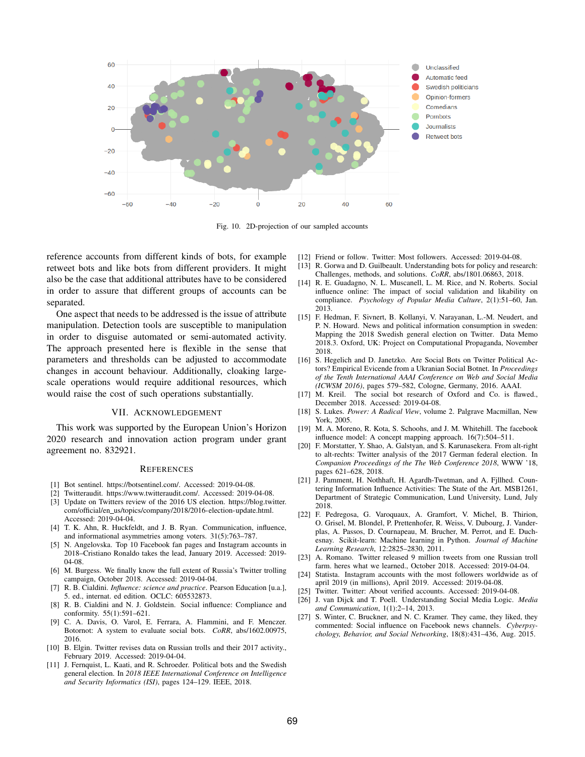60
40
20
0
−20
−40
−60

−60 −40 −20 0 20 40 60

Unclassified
Automatic feed
Swedish politicians
Opinion-formers
Comedians
Pornbots
Journalists
Retweet bots

Fig. 10. 2D-projection of our sampled accounts

reference accounts from different kinds of bots, for example retweet bots and like bots from different providers. It might also be the case that additional attributes have to be considered in order to assure that different groups of accounts can be separated.

One aspect that needs to be addressed is the issue of attribute manipulation. Detection tools are susceptible to manipulation in order to disguise automated or semi-automated activity. The approach presented here is flexible in the sense that parameters and thresholds can be adjusted to accommodate changes in account behaviour. Additionally, cloaking large-scale operations would require additional resources, which would raise the cost of such operations substantially.

## VII. Acknowledgement

This work was supported by the European Union's Horizon 2020 research and innovation action program under grant agreement no. 832921.

## References

[1] Bot sentinel. https://botsentinel.com/. Accessed: 2019-04-08.

[2] Twitteraudit. https://www.twitteraudit.com/. Accessed: 2019-04-08.

[3] Update on Twitters review of the 2016 US election. https://blog.twitter.com/official/en_us/topics/company/2018/2016-election-update.html. Accessed: 2019-04-04.

[4] T. K. Ahn, R. Huckfeldt, and J. B. Ryan. Communication, influence, and informational asymmetries among voters. 31(5):763–787.

[5] N. Angelovska. Top 10 Facebook fan pages and Instagram accounts in 2018–Cristiano Ronaldo takes the lead, January 2019. Accessed: 2019-04-08.

[6] M. Burgess. We finally know the full extent of Russia's Twitter trolling campaign, October 2018. Accessed: 2019-04-04.

[7] R. B. Cialdini. *Influence: science and practice*. Pearson Education [u.a.], 5. ed., internat. ed edition. OCLC: 605532873.

[8] R. B. Cialdini and N. J. Goldstein. Social influence: Compliance and conformity. 55(1):591–621.

[9] C. A. Davis, O. Varol, E. Ferrara, A. Flammini, and F. Menczer. Botornot: A system to evaluate social bots. *CoRR*, abs/1602.00975, 2016.

[10] B. Elgin. Twitter revises data on Russian trolls and their 2017 activity., February 2019. Accessed: 2019-04-04.

[11] J. Fernquist, L. Kaati, and R. Schroeder. Political bots and the Swedish general election. In *2018 IEEE International Conference on Intelligence and Security Informatics (ISI)*, pages 124–129. IEEE, 2018.

[12] Friend or follow. Twitter: Most followers. Accessed: 2019-04-08.

[13] R. Gorwa and D. Guilbeault. Understanding bots for policy and research: Challenges, methods, and solutions. *CoRR*, abs/1801.06863, 2018.

[14] R. E. Guadagno, N. L. Muscanell, L. M. Rice, and N. Roberts. Social influence online: The impact of social validation and likability on compliance. *Psychology of Popular Media Culture*, 2(1):51–60, Jan. 2013.

[15] F. Hedman, F. Sivnert, B. Kollanyi, V. Narayanan, L.-M. Neudert, and P. N. Howard. News and political information consumption in sweden: Mapping the 2018 Swedish general election on Twitter. Data Memo 2018.3. Oxford, UK: Project on Computational Propaganda, November 2018.

[16] S. Hegelich and D. Janetzko. Are Social Bots on Twitter Political Actors? Empirical Evicende from a Ukranian Social Botnet. In *Proceedings of the Tenth International AAAI Conference on Web and Social Media (ICWSM 2016)*, pages 579–582, Cologne, Germany, 2016. AAAI.

[17] M. Kreil. The social bot research of Oxford and Co. is flawed., December 2018. Accessed: 2019-04-08.

[18] S. Lukes. *Power: A Radical View*, volume 2. Palgrave Macmillan, New York, 2005.

[19] M. A. Moreno, R. Kota, S. Schoohs, and J. M. Whitehill. The facebook influence model: A concept mapping approach. 16(7):504–511.

[20] F. Morstatter, Y. Shao, A. Galstyan, and S. Karunasekera. From alt-right to alt-rechts: Twitter analysis of the 2017 German federal election. In *Companion Proceedings of the The Web Conference 2018*, WWW '18, pages 621–628, 2018.

[21] J. Pamment, H. Nothhaft, H. Agardh-Twetman, and A. Fjllhed. Countering Information Influence Activities: The State of the Art. MSB1261, Department of Strategic Communication, Lund University, Lund, July 2018.

[22] F. Pedregosa, G. Varoquaux, A. Gramfort, V. Michel, B. Thirion, O. Grisel, M. Blondel, P. Prettenhofer, R. Weiss, V. Dubourg, J. Vanderplas, A. Passos, D. Cournapeau, M. Brucher, M. Perrot, and E. Duchesnay. Scikit-learn: Machine learning in Python. *Journal of Machine Learning Research*, 12:2825–2830, 2011.

[23] A. Romano. Twitter released 9 million tweets from one Russian troll farm. heres what we learned., October 2018. Accessed: 2019-04-04.

[24] Statista. Instagram accounts with the most followers worldwide as of april 2019 (in millions), April 2019. Accessed: 2019-04-08.

[25] Twitter. Twitter: About verified accounts. Accessed: 2019-04-08.

[26] J. van Dijck and T. Poell. Understanding Social Media Logic. *Media and Communication*, 1(1):2–14, 2013.

[27] S. Winter, C. Bruckner, and N. C. Kramer. They came, they liked, they commented: Social influence on Facebook news channels. *Cyberpsychology, Behavior, and Social Networking*, 18(8):431–436, Aug. 2015.